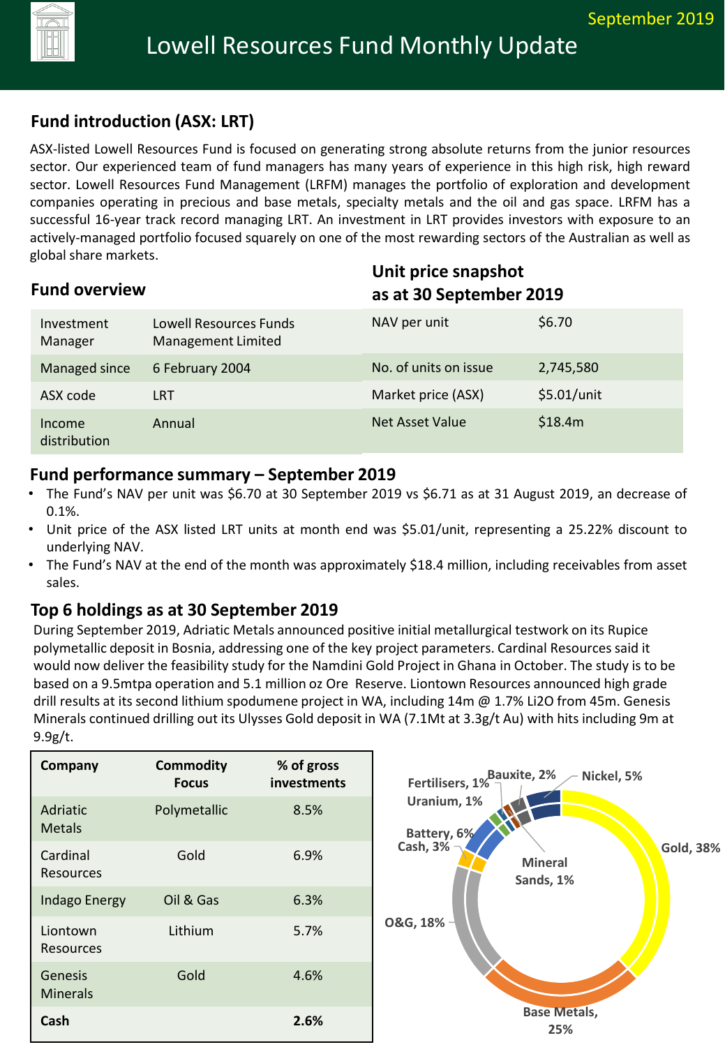# Lowell Resources Fund Monthly Update

September 2019

## Fund introduction (ASX: LRT)

ASX-listed Lowell Resources Fund is focused on generating strong absolute returns from the junior resources sector. Our experienced team of fund managers has many years of experience in this high risk, high reward sector. Lowell Resources Fund Management (LRFM) manages the portfolio of exploration and development companies operating in precious and base metals, specialty metals and the oil and gas space. LRFM has a successful 16-year track record managing LRT. An investment in LRT provides investors with exposure to an actively-managed portfolio focused squarely on one of the most rewarding sectors of the Australian as well as global share markets.

## Fund overview

| | |
|---|---|
| Investment Manager | Lowell Resources Funds Management Limited |
| Managed since | 6 February 2004 |
| ASX code | LRT |
| Income distribution | Annual |

## Unit price snapshot as at 30 September 2019

| | |
|---|---|
| NAV per unit | $6.70 |
| No. of units on issue | 2,745,580 |
| Market price (ASX) | $5.01/unit |
| Net Asset Value | $18.4m |

## Fund performance summary – September 2019

- The Fund's NAV per unit was $6.70 at 30 September 2019 vs $6.71 as at 31 August 2019, an decrease of 0.1%.
- Unit price of the ASX listed LRT units at month end was $5.01/unit, representing a 25.22% discount to underlying NAV.
- The Fund's NAV at the end of the month was approximately $18.4 million, including receivables from asset sales.

## Top 6 holdings as at 30 September 2019

During September 2019, Adriatic Metals announced positive initial metallurgical testwork on its Rupice polymetallic deposit in Bosnia, addressing one of the key project parameters. Cardinal Resources said it would now deliver the feasibility study for the Namdini Gold Project in Ghana in October. The study is to be based on a 9.5mtpa operation and 5.1 million oz Ore Reserve. Liontown Resources announced high grade drill results at its second lithium spodumene project in WA, including 14m @ 1.7% $Li_2O$ from 45m. Genesis Minerals continued drilling out its Ulysses Gold deposit in WA (7.1Mt at 3.3g/t Au) with hits including 9m at 9.9g/t.

| Company | Commodity Focus | % of gross investments |
|---|---|---|
| Adriatic Metals | Polymetallic | 8.5% |
| Cardinal Resources | Gold | 6.9% |
| Indago Energy | Oil & Gas | 6.3% |
| Liontown Resources | Lithium | 5.7% |
| Genesis Minerals | Gold | 4.6% |
| **Cash** | | **2.6%** |

Gold, 38%; Base Metals, 25%; O&G, 18%; Battery, 6%; Nickel, 5%; Cash, 3%; Bauxite, 2%; Fertilisers, 1%; Uranium, 1%; Mineral Sands, 1%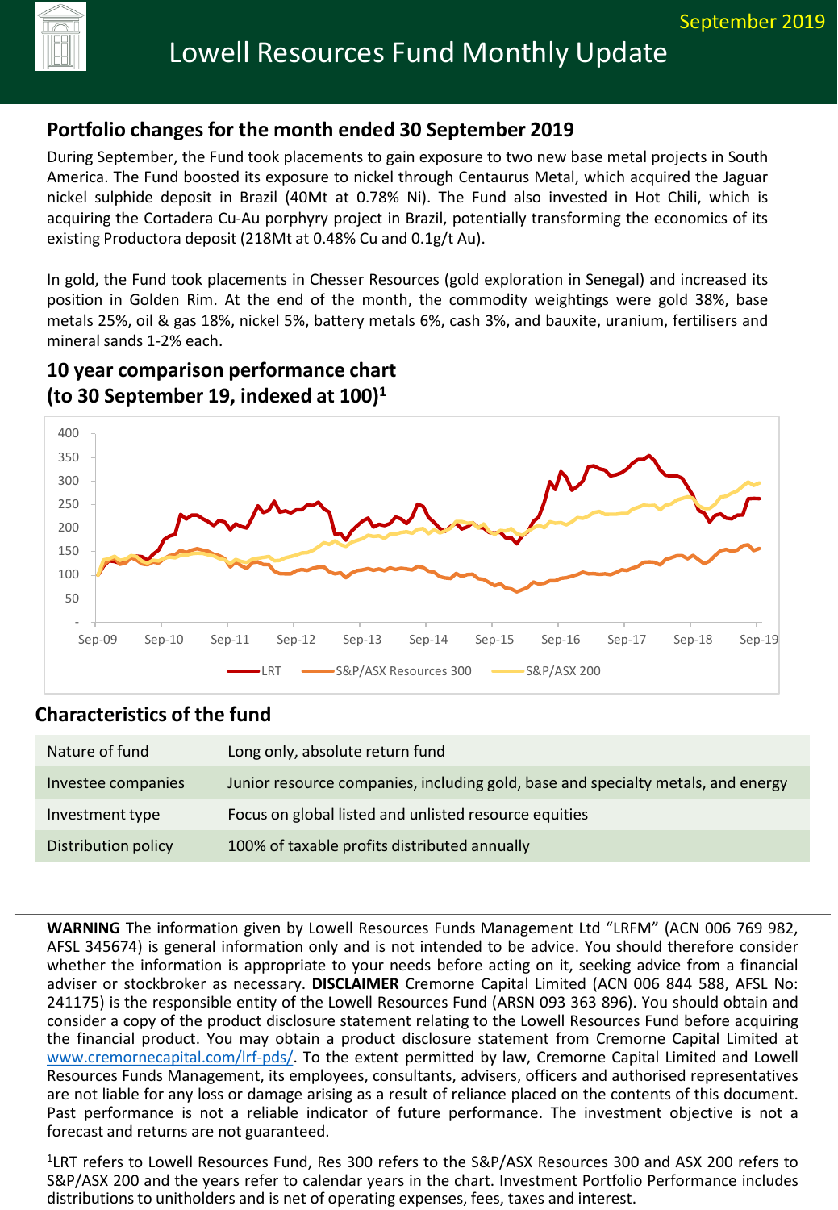# Lowell Resources Fund Monthly Update

September 2019

## Portfolio changes for the month ended 30 September 2019

During September, the Fund took placements to gain exposure to two new base metal projects in South America. The Fund boosted its exposure to nickel through Centaurus Metal, which acquired the Jaguar nickel sulphide deposit in Brazil (40Mt at 0.78% Ni). The Fund also invested in Hot Chili, which is acquiring the Cortadera Cu-Au porphyry project in Brazil, potentially transforming the economics of its existing Productora deposit (218Mt at 0.48% Cu and 0.1g/t Au).

In gold, the Fund took placements in Chesser Resources (gold exploration in Senegal) and increased its position in Golden Rim. At the end of the month, the commodity weightings were gold 38%, base metals 25%, oil & gas 18%, nickel 5%, battery metals 6%, cash 3%, and bauxite, uranium, fertilisers and mineral sands 1-2% each.

## 10 year comparison performance chart (to 30 September 19, indexed at 100)[1]

400
350
300
250
200
150
100
50
-

Sep-09 Sep-10 Sep-11 Sep-12 Sep-13 Sep-14 Sep-15 Sep-16 Sep-17 Sep-18 Sep-19

LRT S&P/ASX Resources 300 S&P/ASX 200

## Characteristics of the fund

| | |
|---|---|
| Nature of fund | Long only, absolute return fund |
| Investee companies | Junior resource companies, including gold, base and specialty metals, and energy |
| Investment type | Focus on global listed and unlisted resource equities |
| Distribution policy | 100% of taxable profits distributed annually |

**WARNING** The information given by Lowell Resources Funds Management Ltd "LRFM" (ACN 006 769 982, AFSL 345674) is general information only and is not intended to be advice. You should therefore consider whether the information is appropriate to your needs before acting on it, seeking advice from a financial adviser or stockbroker as necessary. **DISCLAIMER** Cremorne Capital Limited (ACN 006 844 588, AFSL No: 241175) is the responsible entity of the Lowell Resources Fund (ARSN 093 363 896). You should obtain and consider a copy of the product disclosure statement relating to the Lowell Resources Fund before acquiring the financial product. You may obtain a product disclosure statement from Cremorne Capital Limited at www.cremornecapital.com/lrf-pds/. To the extent permitted by law, Cremorne Capital Limited and Lowell Resources Funds Management, its employees, consultants, advisers, officers and authorised representatives are not liable for any loss or damage arising as a result of reliance placed on the contents of this document. Past performance is not a reliable indicator of future performance. The investment objective is not a forecast and returns are not guaranteed.

[1]LRT refers to Lowell Resources Fund, Res 300 refers to the S&P/ASX Resources 300 and ASX 200 refers to S&P/ASX 200 and the years refer to calendar years in the chart. Investment Portfolio Performance includes distributions to unitholders and is net of operating expenses, fees, taxes and interest.